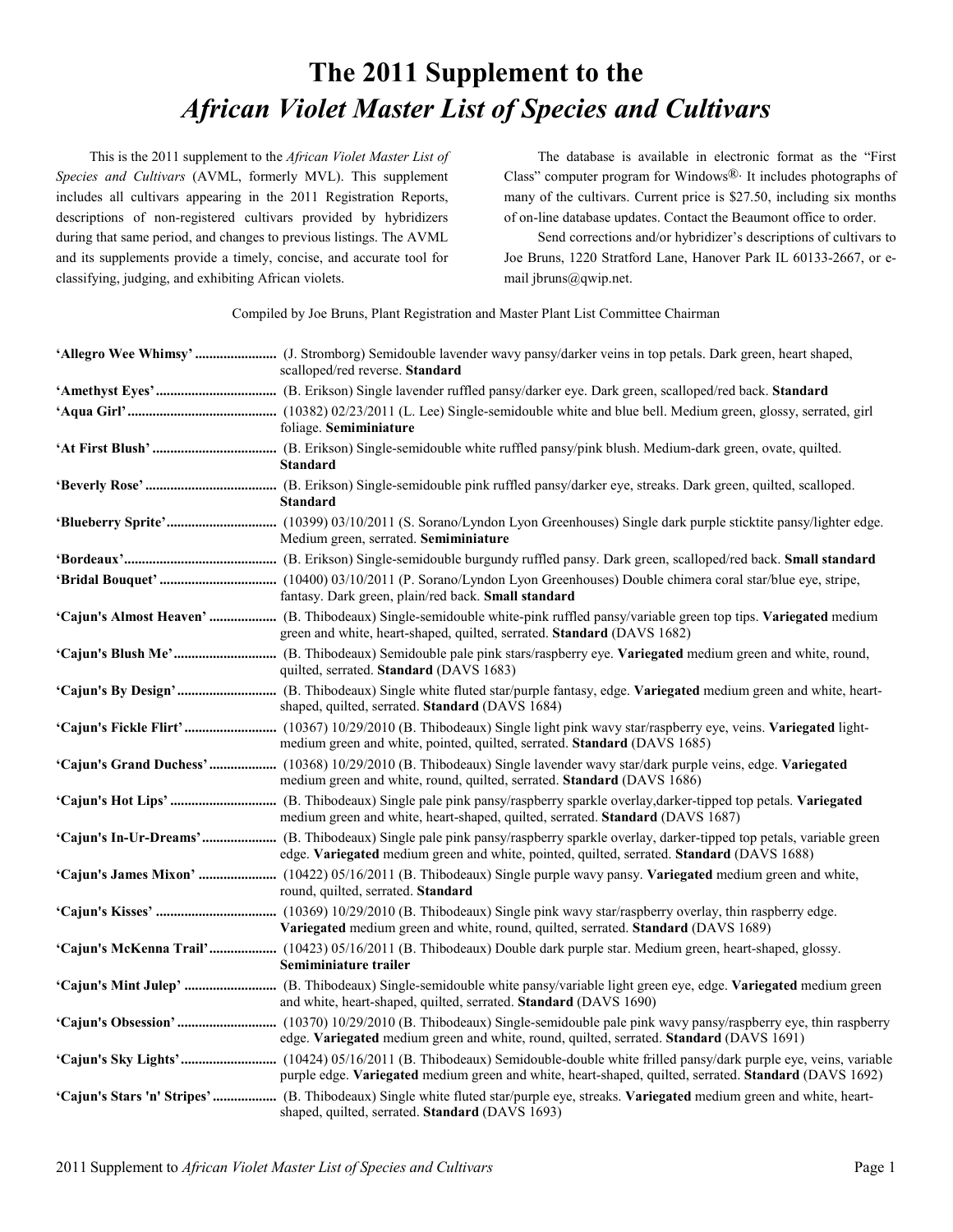# The 2011 Supplement to the *African Violet Master List of Species and Cultivars*

This is the 2011 supplement to the *African Violet Master List of Species and Cultivars* (AVML, formerly MVL). This supplement includes all cultivars appearing in the 2011 Registration Reports, descriptions of non-registered cultivars provided by hybridizers during that same period, and changes to previous listings. The AVML and its supplements provide a timely, concise, and accurate tool for classifying, judging, and exhibiting African violets.

The database is available in electronic format as the "First Class" computer program for Windows®. It includes photographs of many of the cultivars. Current price is $27.50, including six months of on-line database updates. Contact the Beaumont office to order.

Send corrections and/or hybridizer's descriptions of cultivars to Joe Bruns, 1220 Stratford Lane, Hanover Park IL 60133-2667, or e-mail jbruns@qwip.net.

Compiled by Joe Bruns, Plant Registration and Master Plant List Committee Chairman

**'Allegro Wee Whimsy'** ....................... (J. Stromborg) Semidouble lavender wavy pansy/darker veins in top petals. Dark green, heart shaped, scalloped/red reverse. **Standard**

**'Amethyst Eyes'** ....................... (B. Erikson) Single lavender ruffled pansy/darker eye. Dark green, scalloped/red back. **Standard**

**'Aqua Girl'** ....................... (10382) 02/23/2011 (L. Lee) Single-semidouble white and blue bell. Medium green, glossy, serrated, girl foliage. **Semiminiature**

**'At First Blush'** ....................... (B. Erikson) Single-semidouble white ruffled pansy/pink blush. Medium-dark green, ovate, quilted. **Standard**

**'Beverly Rose'** ....................... (B. Erikson) Single-semidouble pink ruffled pansy/darker eye, streaks. Dark green, quilted, scalloped. **Standard**

**'Blueberry Sprite'** ....................... (10399) 03/10/2011 (S. Sorano/Lyndon Lyon Greenhouses) Single dark purple sticktite pansy/lighter edge. Medium green, serrated. **Semiminiature**

**'Bordeaux'** ....................... (B. Erikson) Single-semidouble burgundy ruffled pansy. Dark green, scalloped/red back. **Small standard**

**'Bridal Bouquet'** ....................... (10400) 03/10/2011 (P. Sorano/Lyndon Lyon Greenhouses) Double chimera coral star/blue eye, stripe, fantasy. Dark green, plain/red back. **Small standard**

**'Cajun's Almost Heaven'** ....................... (B. Thibodeaux) Single-semidouble white-pink ruffled pansy/variable green top tips. **Variegated** medium green and white, heart-shaped, quilted, serrated. **Standard** (DAVS 1682)

**'Cajun's Blush Me'** ....................... (B. Thibodeaux) Semidouble pale pink stars/raspberry eye. **Variegated** medium green and white, round, quilted, serrated. **Standard** (DAVS 1683)

**'Cajun's By Design'** ....................... (B. Thibodeaux) Single white fluted star/purple fantasy, edge. **Variegated** medium green and white, heart-shaped, quilted, serrated. **Standard** (DAVS 1684)

**'Cajun's Fickle Flirt'** ....................... (10367) 10/29/2010 (B. Thibodeaux) Single light pink wavy star/raspberry eye, veins. **Variegated** light-medium green and white, pointed, quilted, serrated. **Standard** (DAVS 1685)

**'Cajun's Grand Duchess'** ....................... (10368) 10/29/2010 (B. Thibodeaux) Single lavender wavy star/dark purple veins, edge. **Variegated** medium green and white, round, quilted, serrated. **Standard** (DAVS 1686)

**'Cajun's Hot Lips'** ....................... (B. Thibodeaux) Single pale pink pansy/raspberry sparkle overlay,darker-tipped top petals. **Variegated** medium green and white, heart-shaped, quilted, serrated. **Standard** (DAVS 1687)

**'Cajun's In-Ur-Dreams'** ....................... (B. Thibodeaux) Single pale pink pansy/raspberry sparkle overlay, darker-tipped top petals, variable green edge. **Variegated** medium green and white, pointed, quilted, serrated. **Standard** (DAVS 1688)

**'Cajun's James Mixon'** ....................... (10422) 05/16/2011 (B. Thibodeaux) Single purple wavy pansy. **Variegated** medium green and white, round, quilted, serrated. **Standard**

**'Cajun's Kisses'** ....................... (10369) 10/29/2010 (B. Thibodeaux) Single pink wavy star/raspberry overlay, thin raspberry edge. **Variegated** medium green and white, round, quilted, serrated. **Standard** (DAVS 1689)

**'Cajun's McKenna Trail'** ....................... (10423) 05/16/2011 (B. Thibodeaux) Double dark purple star. Medium green, heart-shaped, glossy. **Semiminiature trailer**

**'Cajun's Mint Julep'** ....................... (B. Thibodeaux) Single-semidouble white pansy/variable light green eye, edge. **Variegated** medium green and white, heart-shaped, quilted, serrated. **Standard** (DAVS 1690)

**'Cajun's Obsession'** ....................... (10370) 10/29/2010 (B. Thibodeaux) Single-semidouble pale pink wavy pansy/raspberry eye, thin raspberry edge. **Variegated** medium green and white, round, quilted, serrated. **Standard** (DAVS 1691)

**'Cajun's Sky Lights'** ....................... (10424) 05/16/2011 (B. Thibodeaux) Semidouble-double white frilled pansy/dark purple eye, veins, variable purple edge. **Variegated** medium green and white, heart-shaped, quilted, serrated. **Standard** (DAVS 1692)

**'Cajun's Stars 'n' Stripes'** ....................... (B. Thibodeaux) Single white fluted star/purple eye, streaks. **Variegated** medium green and white, heart-shaped, quilted, serrated. **Standard** (DAVS 1693)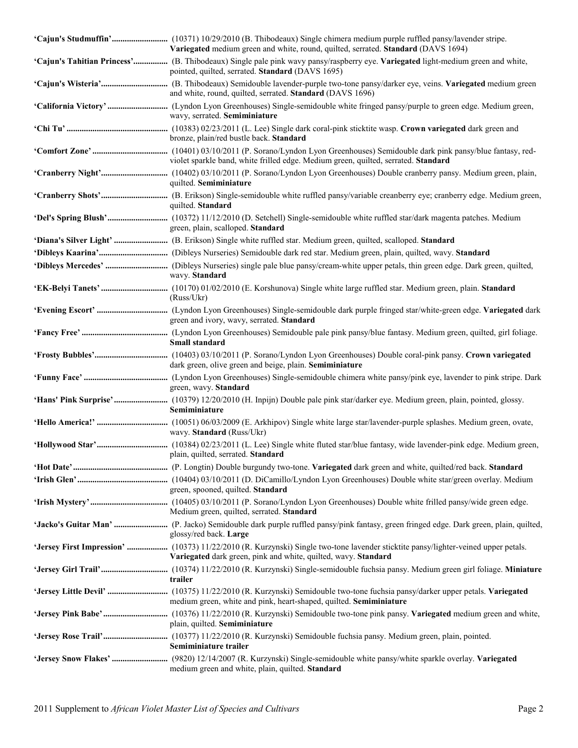**'Cajun's Studmuffin'**.......................... (10371) 10/29/2010 (B. Thibodeaux) Single chimera medium purple ruffled pansy/lavender stripe. **Variegated** medium green and white, round, quilted, serrated. **Standard** (DAVS 1694)

**'Cajun's Tahitian Princess'**................ (B. Thibodeaux) Single pale pink wavy pansy/raspberry eye. **Variegated** light-medium green and white, pointed, quilted, serrated. **Standard** (DAVS 1695)

**'Cajun's Wisteria'**............................... (B. Thibodeaux) Semidouble lavender-purple two-tone pansy/darker eye, veins. **Variegated** medium green and white, round, quilted, serrated. **Standard** (DAVS 1696)

**'California Victory'**............................ (Lyndon Lyon Greenhouses) Single-semidouble white fringed pansy/purple to green edge. Medium green, wavy, serrated. **Semiminiature**

**'Chi Tu'**............................................. (10383) 02/23/2011 (L. Lee) Single dark coral-pink sticktite wasp. **Crown variegated** dark green and bronze, plain/red bustle back. **Standard**

**'Comfort Zone'**.................................. (10401) 03/10/2011 (P. Sorano/Lyndon Lyon Greenhouses) Semidouble dark pink pansy/blue fantasy, red-violet sparkle band, white frilled edge. Medium green, quilted, serrated. **Standard**

**'Cranberry Night'**............................... (10402) 03/10/2011 (P. Sorano/Lyndon Lyon Greenhouses) Double cranberry pansy. Medium green, plain, quilted. **Semiminiature**

**'Cranberry Shots'**.............................. (B. Erikson) Single-semidouble white ruffled pansy/variable creanberry eye; cranberry edge. Medium green, quilted. **Standard**

**'Del's Spring Blush'**........................... (10372) 11/12/2010 (D. Setchell) Single-semidouble white ruffled star/dark magenta patches. Medium green, plain, scalloped. **Standard**

**'Diana's Silver Light'**......................... (B. Erikson) Single white ruffled star. Medium green, quilted, scalloped. **Standard**

**'Dibleys Kaarina'**................................ (Dibleys Nurseries) Semidouble dark red star. Medium green, plain, quilted, wavy. **Standard**

**'Dibleys Mercedes'**............................. (Dibleys Nurseries) single pale blue pansy/cream-white upper petals, thin green edge. Dark green, quilted, wavy. **Standard**

**'EK-Belyi Tanets'**............................... (10170) 01/02/2010 (E. Korshunova) Single white large ruffled star. Medium green, plain. **Standard** (Russ/Ukr)

**'Evening Escort'**................................ (Lyndon Lyon Greenhouses) Single-semidouble dark purple fringed star/white-green edge. **Variegated** dark green and ivory, wavy, serrated. **Standard**

**'Fancy Free'**....................................... (Lyndon Lyon Greenhouses) Semidouble pale pink pansy/blue fantasy. Medium green, quilted, girl foliage. **Small standard**

**'Frosty Bubbles'**................................. (10403) 03/10/2011 (P. Sorano/Lyndon Lyon Greenhouses) Double coral-pink pansy. **Crown variegated** dark green, olive green and beige, plain. **Semiminiature**

**'Funny Face'**...................................... (Lyndon Lyon Greenhouses) Single-semidouble chimera white pansy/pink eye, lavender to pink stripe. Dark green, wavy. **Standard**

**'Hans' Pink Surprise'**......................... (10379) 12/20/2010 (H. Inpijn) Double pale pink star/darker eye. Medium green, plain, pointed, glossy. **Semiminiature**

**'Hello America!'**................................ (10051) 06/03/2009 (E. Arkhipov) Single white large star/lavender-purple splashes. Medium green, ovate, wavy. **Standard** (Russ/Ukr)

**'Hollywood Star'**................................ (10384) 02/23/2011 (L. Lee) Single white fluted star/blue fantasy, wide lavender-pink edge. Medium green, plain, quilted, serrated. **Standard**

**'Hot Date'**.......................................... (P. Longtin) Double burgundy two-tone. **Variegated** dark green and white, quilted/red back. **Standard**

**'Irish Glen'**......................................... (10404) 03/10/2011 (D. DiCamillo/Lyndon Lyon Greenhouses) Double white star/green overlay. Medium green, spooned, quilted. **Standard**

**'Irish Mystery'**.................................... (10405) 03/10/2011 (P. Sorano/Lyndon Lyon Greenhouses) Double white frilled pansy/wide green edge. Medium green, quilted, serrated. **Standard**

**'Jacko's Guitar Man'**.......................... (P. Jacko) Semidouble dark purple ruffled pansy/pink fantasy, green fringed edge. Dark green, plain, quilted, glossy/red back. **Large**

**'Jersey First Impression'**.................. (10373) 11/22/2010 (R. Kurzynski) Single two-tone lavender sticktite pansy/lighter-veined upper petals. **Variegated** dark green, pink and white, quilted, wavy. **Standard**

**'Jersey Girl Trail'**.............................. (10374) 11/22/2010 (R. Kurzynski) Single-semidouble fuchsia pansy. Medium green girl foliage. **Miniature trailer**

**'Jersey Little Devil'**............................ (10375) 11/22/2010 (R. Kurzynski) Semidouble two-tone fuchsia pansy/darker upper petals. **Variegated** medium green, white and pink, heart-shaped, quilted. **Semiminiature**

**'Jersey Pink Babe'**............................. (10376) 11/22/2010 (R. Kurzynski) Semidouble two-tone pink pansy. **Variegated** medium green and white, plain, quilted. **Semiminiature**

**'Jersey Rose Trail'**............................. (10377) 11/22/2010 (R. Kurzynski) Semidouble fuchsia pansy. Medium green, plain, pointed. **Semiminiature trailer**

**'Jersey Snow Flakes'**......................... (9820) 12/14/2007 (R. Kurzynski) Single-semidouble white pansy/white sparkle overlay. **Variegated** medium green and white, plain, quilted. **Standard**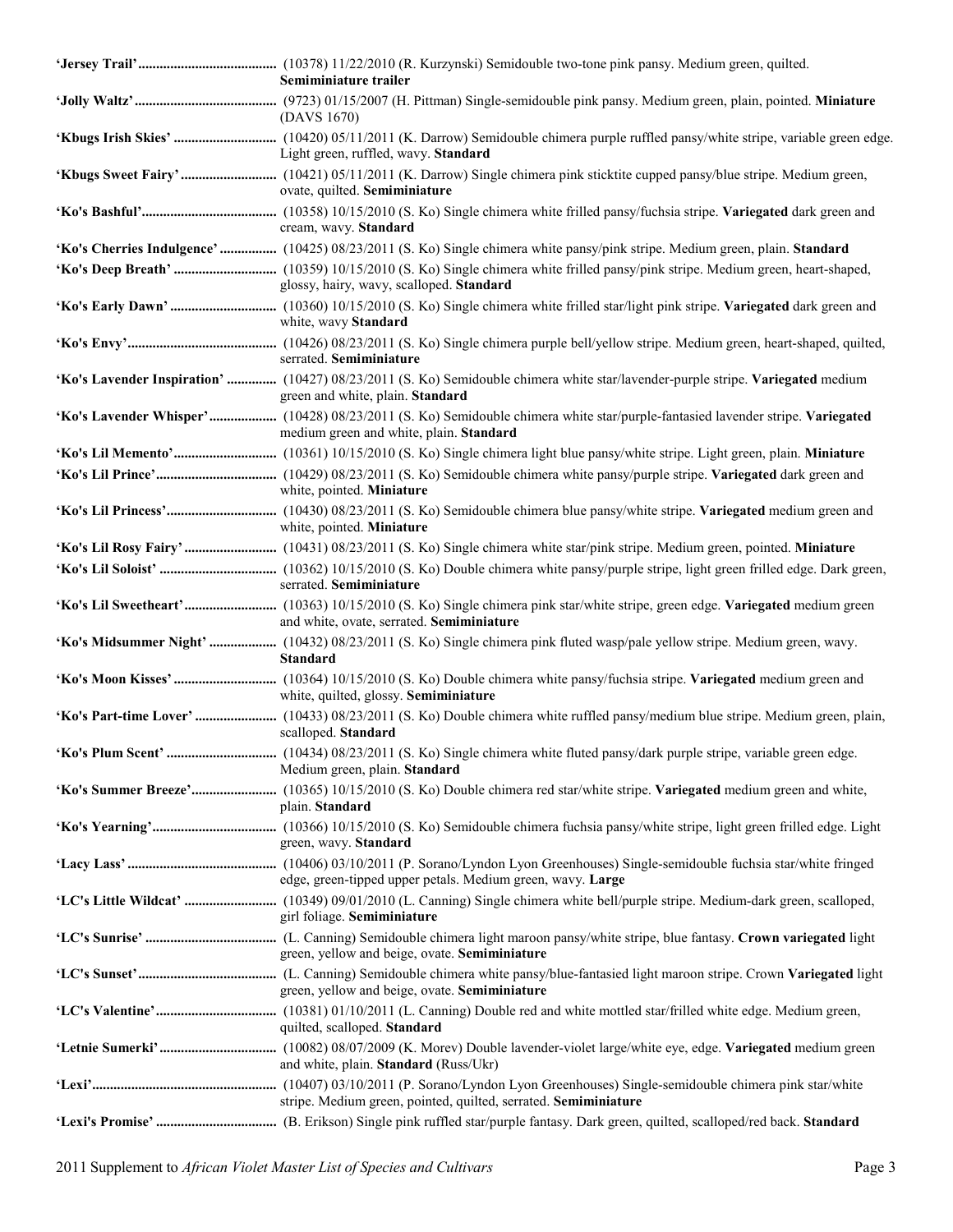**'Jersey Trail'**...................................... (10378) 11/22/2010 (R. Kurzynski) Semidouble two-tone pink pansy. Medium green, quilted. **Semiminiature trailer**

**'Jolly Waltz'**....................................... (9723) 01/15/2007 (H. Pittman) Single-semidouble pink pansy. Medium green, plain, pointed. **Miniature** (DAVS 1670)

**'Kbugs Irish Skies'** ............................ (10420) 05/11/2011 (K. Darrow) Semidouble chimera purple ruffled pansy/white stripe, variable green edge. Light green, ruffled, wavy. **Standard**

**'Kbugs Sweet Fairy'**.......................... (10421) 05/11/2011 (K. Darrow) Single chimera pink sticktite cupped pansy/blue stripe. Medium green, ovate, quilted. **Semiminiature**

**'Ko's Bashful'**..................................... (10358) 10/15/2010 (S. Ko) Single chimera white frilled pansy/fuchsia stripe. **Variegated** dark green and cream, wavy. **Standard**

**'Ko's Cherries Indulgence'** ................ (10425) 08/23/2011 (S. Ko) Single chimera white pansy/pink stripe. Medium green, plain. **Standard**

**'Ko's Deep Breath'** ............................ (10359) 10/15/2010 (S. Ko) Single chimera white frilled pansy/pink stripe. Medium green, heart-shaped, glossy, hairy, wavy, scalloped. **Standard**

**'Ko's Early Dawn'** ............................. (10360) 10/15/2010 (S. Ko) Single chimera white frilled star/light pink stripe. **Variegated** dark green and white, wavy **Standard**

**'Ko's Envy'**......................................... (10426) 08/23/2011 (S. Ko) Single chimera purple bell/yellow stripe. Medium green, heart-shaped, quilted, serrated. **Semiminiature**

**'Ko's Lavender Inspiration'** ............. (10427) 08/23/2011 (S. Ko) Semidouble chimera white star/lavender-purple stripe. **Variegated** medium green and white, plain. **Standard**

**'Ko's Lavender Whisper'**.................. (10428) 08/23/2011 (S. Ko) Semidouble chimera white star/purple-fantasied lavender stripe. **Variegated** medium green and white, plain. **Standard**

**'Ko's Lil Memento'**............................ (10361) 10/15/2010 (S. Ko) Single chimera light blue pansy/white stripe. Light green, plain. **Miniature**

**'Ko's Lil Prince'**................................. (10429) 08/23/2011 (S. Ko) Semidouble chimera white pansy/purple stripe. **Variegated** dark green and white, pointed. **Miniature**

**'Ko's Lil Princess'**.............................. (10430) 08/23/2011 (S. Ko) Semidouble chimera blue pansy/white stripe. **Variegated** medium green and white, pointed. **Miniature**

**'Ko's Lil Rosy Fairy'**......................... (10431) 08/23/2011 (S. Ko) Single chimera white star/pink stripe. Medium green, pointed. **Miniature**

**'Ko's Lil Soloist'** ................................ (10362) 10/15/2010 (S. Ko) Double chimera white pansy/purple stripe, light green frilled edge. Dark green, serrated. **Semiminiature**

**'Ko's Lil Sweetheart'**......................... (10363) 10/15/2010 (S. Ko) Single chimera pink star/white stripe, green edge. **Variegated** medium green and white, ovate, serrated. **Semiminiature**

**'Ko's Midsummer Night'** .................. (10432) 08/23/2011 (S. Ko) Single chimera pink fluted wasp/pale yellow stripe. Medium green, wavy. **Standard**

**'Ko's Moon Kisses'**............................ (10364) 10/15/2010 (S. Ko) Double chimera white pansy/fuchsia stripe. **Variegated** medium green and white, quilted, glossy. **Semiminiature**

**'Ko's Part-time Lover'** ...................... (10433) 08/23/2011 (S. Ko) Double chimera white ruffled pansy/medium blue stripe. Medium green, plain, scalloped. **Standard**

**'Ko's Plum Scent'** .............................. (10434) 08/23/2011 (S. Ko) Single chimera white fluted pansy/dark purple stripe, variable green edge. Medium green, plain. **Standard**

**'Ko's Summer Breeze'**....................... (10365) 10/15/2010 (S. Ko) Double chimera red star/white stripe. **Variegated** medium green and white, plain. **Standard**

**'Ko's Yearning'**.................................. (10366) 10/15/2010 (S. Ko) Semidouble chimera fuchsia pansy/white stripe, light green frilled edge. Light green, wavy. **Standard**

**'Lacy Lass'**......................................... (10406) 03/10/2011 (P. Sorano/Lyndon Lyon Greenhouses) Single-semidouble fuchsia star/white fringed edge, green-tipped upper petals. Medium green, wavy. **Large**

**'LC's Little Wildcat'** .......................... (10349) 09/01/2010 (L. Canning) Single chimera white bell/purple stripe. Medium-dark green, scalloped, girl foliage. **Semiminiature**

**'LC's Sunrise'** .................................... (L. Canning) Semidouble chimera light maroon pansy/white stripe, blue fantasy. **Crown variegated** light green, yellow and beige, ovate. **Semiminiature**

**'LC's Sunset'**...................................... (L. Canning) Semidouble chimera white pansy/blue-fantasied light maroon stripe. Crown **Variegated** light green, yellow and beige, ovate. **Semiminiature**

**'LC's Valentine'**................................. (10381) 01/10/2011 (L. Canning) Double red and white mottled star/frilled white edge. Medium green, quilted, scalloped. **Standard**

**'Letnie Sumerki'**................................ (10082) 08/07/2009 (K. Morev) Double lavender-violet large/white eye, edge. **Variegated** medium green and white, plain. **Standard** (Russ/Ukr)

**'Lexi'**................................................... (10407) 03/10/2011 (P. Sorano/Lyndon Lyon Greenhouses) Single-semidouble chimera pink star/white stripe. Medium green, pointed, quilted, serrated. **Semiminiature**

**'Lexi's Promise'** ................................. (B. Erikson) Single pink ruffled star/purple fantasy. Dark green, quilted, scalloped/red back. **Standard**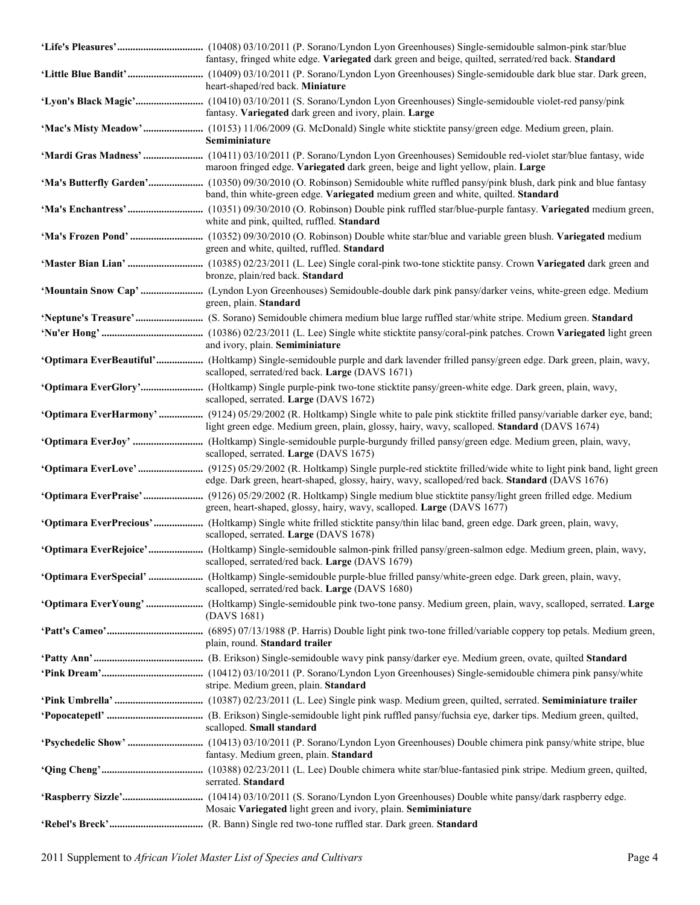**'Life's Pleasures'**................................ (10408) 03/10/2011 (P. Sorano/Lyndon Lyon Greenhouses) Single-semidouble salmon-pink star/blue fantasy, fringed white edge. **Variegated** dark green and beige, quilted, serrated/red back. **Standard**

**'Little Blue Bandit'**............................ (10409) 03/10/2011 (P. Sorano/Lyndon Lyon Greenhouses) Single-semidouble dark blue star. Dark green, heart-shaped/red back. **Miniature**

**'Lyon's Black Magic'**......................... (10410) 03/10/2011 (S. Sorano/Lyndon Lyon Greenhouses) Single-semidouble violet-red pansy/pink fantasy. **Variegated** dark green and ivory, plain. **Large**

**'Mac's Misty Meadow'**....................... (10153) 11/06/2009 (G. McDonald) Single white sticktite pansy/green edge. Medium green, plain. **Semiminiature**

**'Mardi Gras Madness'**....................... (10411) 03/10/2011 (P. Sorano/Lyndon Lyon Greenhouses) Semidouble red-violet star/blue fantasy, wide maroon fringed edge. **Variegated** dark green, beige and light yellow, plain. **Large**

**'Ma's Butterfly Garden'**..................... (10350) 09/30/2010 (O. Robinson) Semidouble white ruffled pansy/pink blush, dark pink and blue fantasy band, thin white-green edge. **Variegated** medium green and white, quilted. **Standard**

**'Ma's Enchantress'**............................ (10351) 09/30/2010 (O. Robinson) Double pink ruffled star/blue-purple fantasy. **Variegated** medium green, white and pink, quilted, ruffled. **Standard**

**'Ma's Frozen Pond'**........................... (10352) 09/30/2010 (O. Robinson) Double white star/blue and variable green blush. **Variegated** medium green and white, quilted, ruffled. **Standard**

**'Master Bian Lian'**............................ (10385) 02/23/2011 (L. Lee) Single coral-pink two-tone sticktite pansy. Crown **Variegated** dark green and bronze, plain/red back. **Standard**

**'Mountain Snow Cap'**........................ (Lyndon Lyon Greenhouses) Semidouble-double dark pink pansy/darker veins, white-green edge. Medium green, plain. **Standard**

**'Neptune's Treasure'**......................... (S. Sorano) Semidouble chimera medium blue large ruffled star/white stripe. Medium green. **Standard**

**'Nu'er Hong'**...................................... (10386) 02/23/2011 (L. Lee) Single white sticktite pansy/coral-pink patches. Crown **Variegated** light green and ivory, plain. **Semiminiature**

**'Optimara EverBeautiful'**.................. (Holtkamp) Single-semidouble purple and dark lavender frilled pansy/green edge. Dark green, plain, wavy, scalloped, serrated/red back. **Large** (DAVS 1671)

**'Optimara EverGlory'**........................ (Holtkamp) Single purple-pink two-tone sticktite pansy/green-white edge. Dark green, plain, wavy, scalloped, serrated. **Large** (DAVS 1672)

**'Optimara EverHarmony'**................. (9124) 05/29/2002 (R. Holtkamp) Single white to pale pink sticktite frilled pansy/variable darker eye, band; light green edge. Medium green, plain, glossy, hairy, wavy, scalloped. **Standard** (DAVS 1674)

**'Optimara EverJoy'**........................... (Holtkamp) Single-semidouble purple-burgundy frilled pansy/green edge. Medium green, plain, wavy, scalloped, serrated. **Large** (DAVS 1675)

**'Optimara EverLove'**......................... (9125) 05/29/2002 (R. Holtkamp) Single purple-red sticktite frilled/wide white to light pink band, light green edge. Dark green, heart-shaped, glossy, hairy, wavy, scalloped/red back. **Standard** (DAVS 1676)

**'Optimara EverPraise'**....................... (9126) 05/29/2002 (R. Holtkamp) Single medium blue sticktite pansy/light green frilled edge. Medium green, heart-shaped, glossy, hairy, wavy, scalloped. **Large** (DAVS 1677)

**'Optimara EverPrecious'**................... (Holtkamp) Single white frilled sticktite pansy/thin lilac band, green edge. Dark green, plain, wavy, scalloped, serrated. **Large** (DAVS 1678)

**'Optimara EverRejoice'**..................... (Holtkamp) Single-semidouble salmon-pink frilled pansy/green-salmon edge. Medium green, plain, wavy, scalloped, serrated/red back. **Large** (DAVS 1679)

**'Optimara EverSpecial'**..................... (Holtkamp) Single-semidouble purple-blue frilled pansy/white-green edge. Dark green, plain, wavy, scalloped, serrated/red back. **Large** (DAVS 1680)

**'Optimara EverYoung'**...................... (Holtkamp) Single-semidouble pink two-tone pansy. Medium green, plain, wavy, scalloped, serrated. **Large** (DAVS 1681)

**'Patt's Cameo'**.................................... (6895) 07/13/1988 (P. Harris) Double light pink two-tone frilled/variable coppery top petals. Medium green, plain, round. **Standard trailer**

**'Patty Ann'**......................................... (B. Erikson) Single-semidouble wavy pink pansy/darker eye. Medium green, ovate, quilted **Standard**

**'Pink Dream'**...................................... (10412) 03/10/2011 (P. Sorano/Lyndon Lyon Greenhouses) Single-semidouble chimera pink pansy/white stripe. Medium green, plain. **Standard**

**'Pink Umbrella'**................................. (10387) 02/23/2011 (L. Lee) Single pink wasp. Medium green, quilted, serrated. **Semiminiature trailer**

**'Popocatepetl'**.................................... (B. Erikson) Single-semidouble light pink ruffled pansy/fuchsia eye, darker tips. Medium green, quilted, scalloped. **Small standard**

**'Psychedelic Show'**............................ (10413) 03/10/2011 (P. Sorano/Lyndon Lyon Greenhouses) Double chimera pink pansy/white stripe, blue fantasy. Medium green, plain. **Standard**

**'Qing Cheng'**...................................... (10388) 02/23/2011 (L. Lee) Double chimera white star/blue-fantasied pink stripe. Medium green, quilted, serrated. **Standard**

**'Raspberry Sizzle'**.............................. (10414) 03/10/2011 (S. Sorano/Lyndon Lyon Greenhouses) Double white pansy/dark raspberry edge. Mosaic **Variegated** light green and ivory, plain. **Semiminiature**

**'Rebel's Breck'**.................................. (R. Bann) Single red two-tone ruffled star. Dark green. **Standard**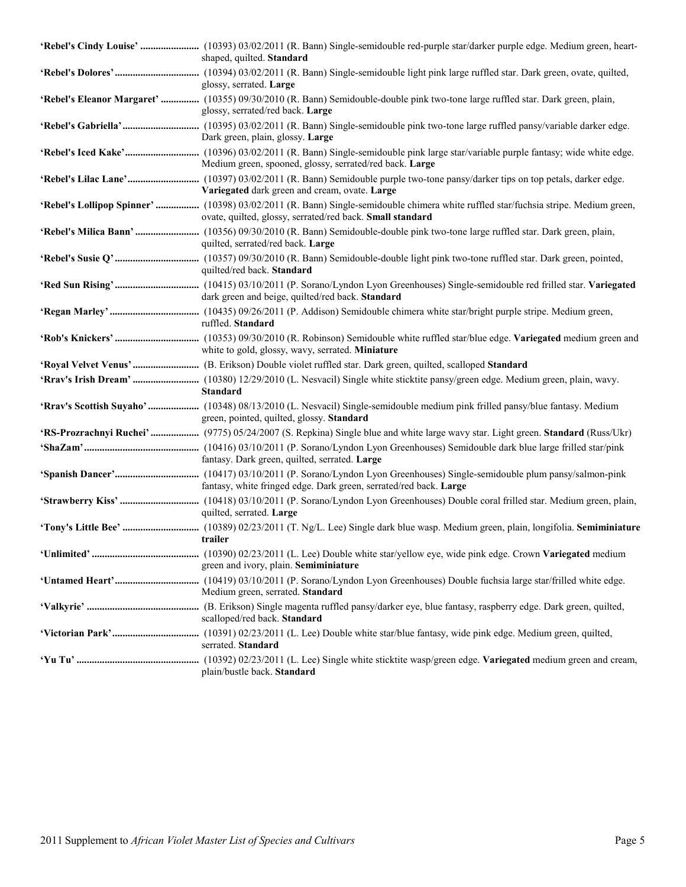**'Rebel's Cindy Louise'** ....................... (10393) 03/02/2011 (R. Bann) Single-semidouble red-purple star/darker purple edge. Medium green, heart-shaped, quilted. **Standard**

**'Rebel's Dolores'** ................................ (10394) 03/02/2011 (R. Bann) Single-semidouble light pink large ruffled star. Dark green, ovate, quilted, glossy, serrated. **Large**

**'Rebel's Eleanor Margaret'** ............... (10355) 09/30/2010 (R. Bann) Semidouble-double pink two-tone large ruffled star. Dark green, plain, glossy, serrated/red back. **Large**

**'Rebel's Gabriella'** .............................. (10395) 03/02/2011 (R. Bann) Single-semidouble pink two-tone large ruffled pansy/variable darker edge. Dark green, plain, glossy. **Large**

**'Rebel's Iced Kake'** ............................ (10396) 03/02/2011 (R. Bann) Single-semidouble pink large star/variable purple fantasy; wide white edge. Medium green, spooned, glossy, serrated/red back. **Large**

**'Rebel's Lilac Lane'** ........................... (10397) 03/02/2011 (R. Bann) Semidouble purple two-tone pansy/darker tips on top petals, darker edge. **Variegated** dark green and cream, ovate. **Large**

**'Rebel's Lollipop Spinner'** ................. (10398) 03/02/2011 (R. Bann) Single-semidouble chimera white ruffled star/fuchsia stripe. Medium green, ovate, quilted, glossy, serrated/red back. **Small standard**

**'Rebel's Milica Bann'** ........................ (10356) 09/30/2010 (R. Bann) Semidouble-double pink two-tone large ruffled star. Dark green, plain, quilted, serrated/red back. **Large**

**'Rebel's Susie Q'** ................................ (10357) 09/30/2010 (R. Bann) Semidouble-double light pink two-tone ruffled star. Dark green, pointed, quilted/red back. **Standard**

**'Red Sun Rising'** ................................ (10415) 03/10/2011 (P. Sorano/Lyndon Lyon Greenhouses) Single-semidouble red frilled star. **Variegated** dark green and beige, quilted/red back. **Standard**

**'Regan Marley'** .................................. (10435) 09/26/2011 (P. Addison) Semidouble chimera white star/bright purple stripe. Medium green, ruffled. **Standard**

**'Rob's Knickers'** ................................ (10353) 09/30/2010 (R. Robinson) Semidouble white ruffled star/blue edge. **Variegated** medium green and white to gold, glossy, wavy, serrated. **Miniature**

**'Royal Velvet Venus'** .......................... (B. Erikson) Double violet ruffled star. Dark green, quilted, scalloped **Standard**

**'Rrav's Irish Dream'** .......................... (10380) 12/29/2010 (L. Nesvacil) Single white sticktite pansy/green edge. Medium green, plain, wavy. **Standard**

**'Rrav's Scottish Suyaho'** .................... (10348) 08/13/2010 (L. Nesvacil) Single-semidouble medium pink frilled pansy/blue fantasy. Medium green, pointed, quilted, glossy. **Standard**

**'RS-Prozrachnyi Ruchei'** .................. (9775) 05/24/2007 (S. Repkina) Single blue and white large wavy star. Light green. **Standard** (Russ/Ukr)

**'ShaZam'** ............................................ (10416) 03/10/2011 (P. Sorano/Lyndon Lyon Greenhouses) Semidouble dark blue large frilled star/pink fantasy. Dark green, quilted, serrated. **Large**

**'Spanish Dancer'** ................................ (10417) 03/10/2011 (P. Sorano/Lyndon Lyon Greenhouses) Single-semidouble plum pansy/salmon-pink fantasy, white fringed edge. Dark green, serrated/red back. **Large**

**'Strawberry Kiss'** .............................. (10418) 03/10/2011 (P. Sorano/Lyndon Lyon Greenhouses) Double coral frilled star. Medium green, plain, quilted, serrated. **Large**

**'Tony's Little Bee'** ............................. (10389) 02/23/2011 (T. Ng/L. Lee) Single dark blue wasp. Medium green, plain, longifolia. **Semiminiature trailer**

**'Unlimited'** .......................................... (10390) 02/23/2011 (L. Lee) Double white star/yellow eye, wide pink edge. Crown **Variegated** medium green and ivory, plain. **Semiminiature**

**'Untamed Heart'** ................................ (10419) 03/10/2011 (P. Sorano/Lyndon Lyon Greenhouses) Double fuchsia large star/frilled white edge. Medium green, serrated. **Standard**

**'Valkyrie'** ........................................... (B. Erikson) Single magenta ruffled pansy/darker eye, blue fantasy, raspberry edge. Dark green, quilted, scalloped/red back. **Standard**

**'Victorian Park'** ................................. (10391) 02/23/2011 (L. Lee) Double white star/blue fantasy, wide pink edge. Medium green, quilted, serrated. **Standard**

**'Yu Tu'** ............................................... (10392) 02/23/2011 (L. Lee) Single white sticktite wasp/green edge. **Variegated** medium green and cream, plain/bustle back. **Standard**